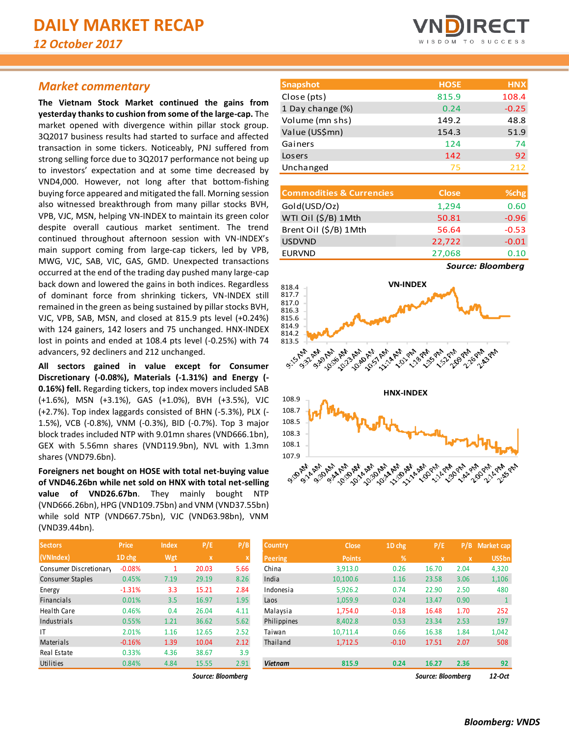# DAILY MARKET RECAP

*12 October 2017*

## *Market commentary*

**The Vietnam Stock Market continued the gains from yesterday thanks to cushion from some of the large-cap.** The market opened with divergence within pillar stock group. 3Q2017 business results had started to surface and affected transaction in some tickers. Noticeably, PNJ suffered from strong selling force due to 3Q2017 performance not being up to investors' expectation and at some time decreased by VND4,000. However, not long after that bottom-fishing buying force appeared and mitigated the fall. Morning session also witnessed breakthrough from many pillar stocks BVH, VPB, VJC, MSN, helping VN-INDEX to maintain its green color despite overall cautious market sentiment. The trend continued throughout afternoon session with VN-INDEX's main support coming from large-cap tickers, led by VPB, MWG, VJC, SAB, VIC, GAS, GMD. Unexpected transactions occurred at the end of the trading day pushed many large-cap back down and lowered the gains in both indices. Regardless of dominant force from shrinking tickers, VN-INDEX still remained in the green as being sustained by pillar stocks BVH, VJC, VPB, SAB, MSN, and closed at 815.9 pts level (+0.24%) with 124 gainers, 142 losers and 75 unchanged. HNX-INDEX lost in points and ended at 108.4 pts level (-0.25%) with 74 advancers, 92 decliners and 212 unchanged.

**All sectors gained in value except for Consumer Discretionary (-0.08%), Materials (-1.31%) and Energy (-0.16%) fell.** Regarding tickers, top index movers included SAB (+1.6%), MSN (+3.1%), GAS (+1.0%), BVH (+3.5%), VJC (+2.7%). Top index laggards consisted of BHN (-5.3%), PLX (-1.5%), VCB (-0.8%), VNM (-0.3%), BID (-0.7%). Top 3 major block trades included NTP with 9.01mn shares (VND666.1bn), GEX with 5.56mn shares (VND119.9bn), NVL with 1.3mn shares (VND79.6bn).

**Foreigners net bought on HOSE with total net-buying value of VND46.26bn while net sold on HNX with total net-selling value of VND26.67bn.** They mainly bought NTP (VND666.26bn), HPG (VND109.75bn) and VNM (VND37.55bn) while sold NTP (VND667.75bn), VJC (VND63.98bn), VNM (VND39.44bn).

| Snapshot | HOSE | HNX |
|---|---|---|
| Close (pts) | 815.9 | 108.4 |
| 1 Day change (%) | 0.24 | -0.25 |
| Volume (mn shs) | 149.2 | 48.8 |
| Value (US$mn) | 154.3 | 51.9 |
| Gainers | 124 | 74 |
| Losers | 142 | 92 |
| Unchanged | 75 | 212 |

| Commodities & Currencies | Close | %chg |
|---|---|---|
| Gold(USD/Oz) | 1,294 | 0.60 |
| WTI Oil ($/B) 1Mth | 50.81 | -0.96 |
| Brent Oil ($/B) 1Mth | 56.64 | -0.53 |
| USDVND | 22,722 | -0.01 |
| EURVND | 27,068 | 0.10 |

*Source: Bloomberg*

| Sectors (VNIndex) | Price 1D chg | Index Wgt | P/E x | P/B x |
|---|---|---|---|---|
| Consumer Discretionary | -0.08% | 1 | 20.03 | 5.66 |
| Consumer Staples | 0.45% | 7.19 | 29.19 | 8.26 |
| Energy | -1.31% | 3.3 | 15.21 | 2.84 |
| Financials | 0.01% | 3.5 | 16.97 | 1.95 |
| Health Care | 0.46% | 0.4 | 26.04 | 4.11 |
| Industrials | 0.55% | 1.21 | 36.62 | 5.62 |
| IT | 2.01% | 1.16 | 12.65 | 2.52 |
| Materials | -0.16% | 1.39 | 10.04 | 2.12 |
| Real Estate | 0.33% | 4.36 | 38.67 | 3.9 |
| Utilities | 0.84% | 4.84 | 15.55 | 2.91 |

*Source: Bloomberg*

| Country Peering | Close Points | 1D chg % | P/E x | P/B x | Market cap US$bn |
|---|---|---|---|---|---|
| China | 3,913.0 | 0.26 | 16.70 | 2.04 | 4,320 |
| India | 10,100.6 | 1.16 | 23.58 | 3.06 | 1,106 |
| Indonesia | 5,926.2 | 0.74 | 22.90 | 2.50 | 480 |
| Laos | 1,059.9 | 0.24 | 13.47 | 0.90 | 1 |
| Malaysia | 1,754.0 | -0.18 | 16.48 | 1.70 | 252 |
| Philippines | 8,402.8 | 0.53 | 23.34 | 2.53 | 197 |
| Taiwan | 10,711.4 | 0.66 | 16.38 | 1.84 | 1,042 |
| Thailand | 1,712.5 | -0.10 | 17.51 | 2.07 | 508 |
| ***Vietnam*** | **815.9** | **0.24** | **16.27** | **2.36** | **92** |

*Source: Bloomberg* *12-Oct*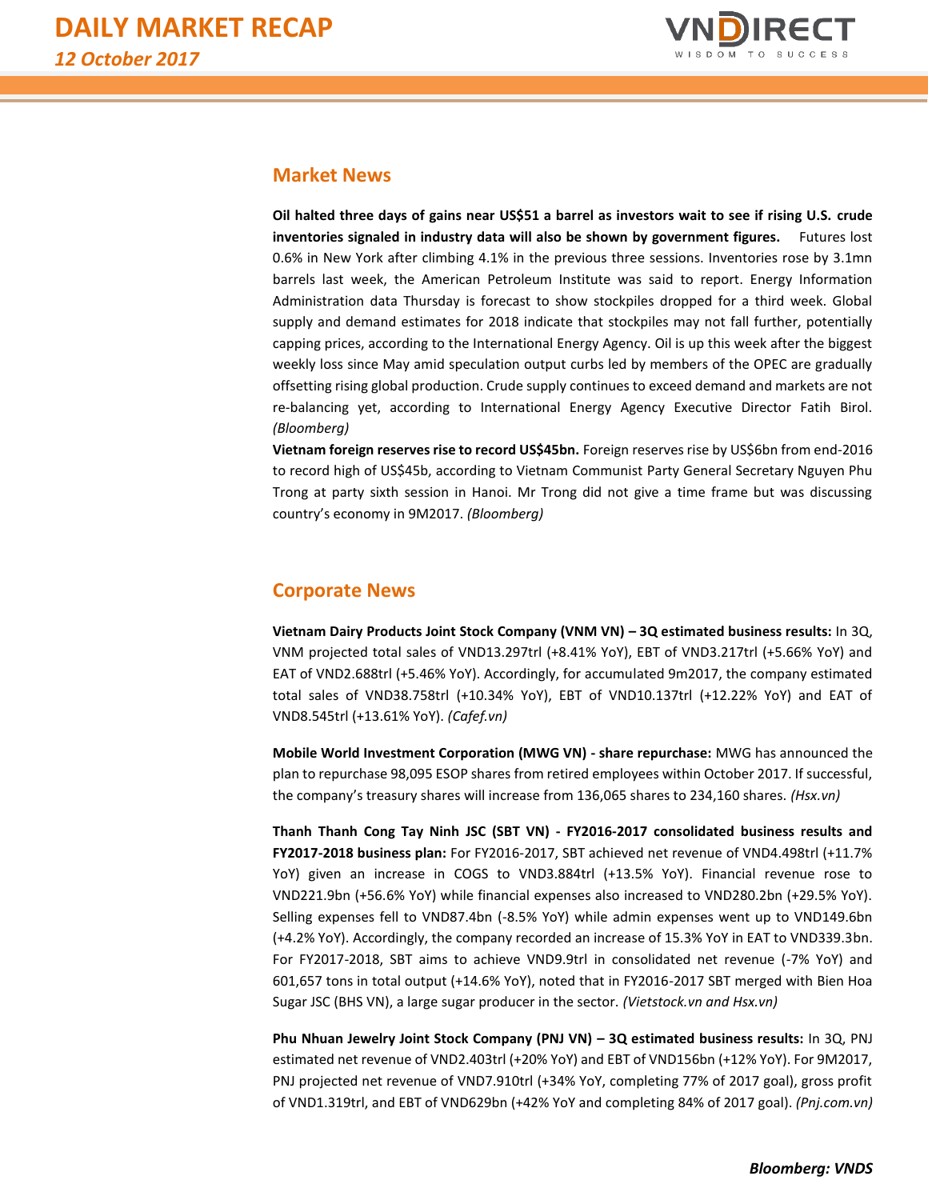## Market News

**Oil halted three days of gains near US$51 a barrel as investors wait to see if rising U.S. crude inventories signaled in industry data will also be shown by government figures.** Futures lost 0.6% in New York after climbing 4.1% in the previous three sessions. Inventories rose by 3.1mn barrels last week, the American Petroleum Institute was said to report. Energy Information Administration data Thursday is forecast to show stockpiles dropped for a third week. Global supply and demand estimates for 2018 indicate that stockpiles may not fall further, potentially capping prices, according to the International Energy Agency. Oil is up this week after the biggest weekly loss since May amid speculation output curbs led by members of the OPEC are gradually offsetting rising global production. Crude supply continues to exceed demand and markets are not re-balancing yet, according to International Energy Agency Executive Director Fatih Birol. *(Bloomberg)*

**Vietnam foreign reserves rise to record US$45bn.** Foreign reserves rise by US$6bn from end-2016 to record high of US$45b, according to Vietnam Communist Party General Secretary Nguyen Phu Trong at party sixth session in Hanoi. Mr Trong did not give a time frame but was discussing country's economy in 9M2017. *(Bloomberg)*

## Corporate News

**Vietnam Dairy Products Joint Stock Company (VNM VN) – 3Q estimated business results:** In 3Q, VNM projected total sales of VND13.297trl (+8.41% YoY), EBT of VND3.217trl (+5.66% YoY) and EAT of VND2.688trl (+5.46% YoY). Accordingly, for accumulated 9m2017, the company estimated total sales of VND38.758trl (+10.34% YoY), EBT of VND10.137trl (+12.22% YoY) and EAT of VND8.545trl (+13.61% YoY). *(Cafef.vn)*

**Mobile World Investment Corporation (MWG VN) - share repurchase:** MWG has announced the plan to repurchase 98,095 ESOP shares from retired employees within October 2017. If successful, the company's treasury shares will increase from 136,065 shares to 234,160 shares. *(Hsx.vn)*

**Thanh Thanh Cong Tay Ninh JSC (SBT VN) - FY2016-2017 consolidated business results and FY2017-2018 business plan:** For FY2016-2017, SBT achieved net revenue of VND4.498trl (+11.7% YoY) given an increase in COGS to VND3.884trl (+13.5% YoY). Financial revenue rose to VND221.9bn (+56.6% YoY) while financial expenses also increased to VND280.2bn (+29.5% YoY). Selling expenses fell to VND87.4bn (-8.5% YoY) while admin expenses went up to VND149.6bn (+4.2% YoY). Accordingly, the company recorded an increase of 15.3% YoY in EAT to VND339.3bn. For FY2017-2018, SBT aims to achieve VND9.9trl in consolidated net revenue (-7% YoY) and 601,657 tons in total output (+14.6% YoY), noted that in FY2016-2017 SBT merged with Bien Hoa Sugar JSC (BHS VN), a large sugar producer in the sector. *(Vietstock.vn and Hsx.vn)*

**Phu Nhuan Jewelry Joint Stock Company (PNJ VN) – 3Q estimated business results:** In 3Q, PNJ estimated net revenue of VND2.403trl (+20% YoY) and EBT of VND156bn (+12% YoY). For 9M2017, PNJ projected net revenue of VND7.910trl (+34% YoY, completing 77% of 2017 goal), gross profit of VND1.319trl, and EBT of VND629bn (+42% YoY and completing 84% of 2017 goal). *(Pnj.com.vn)*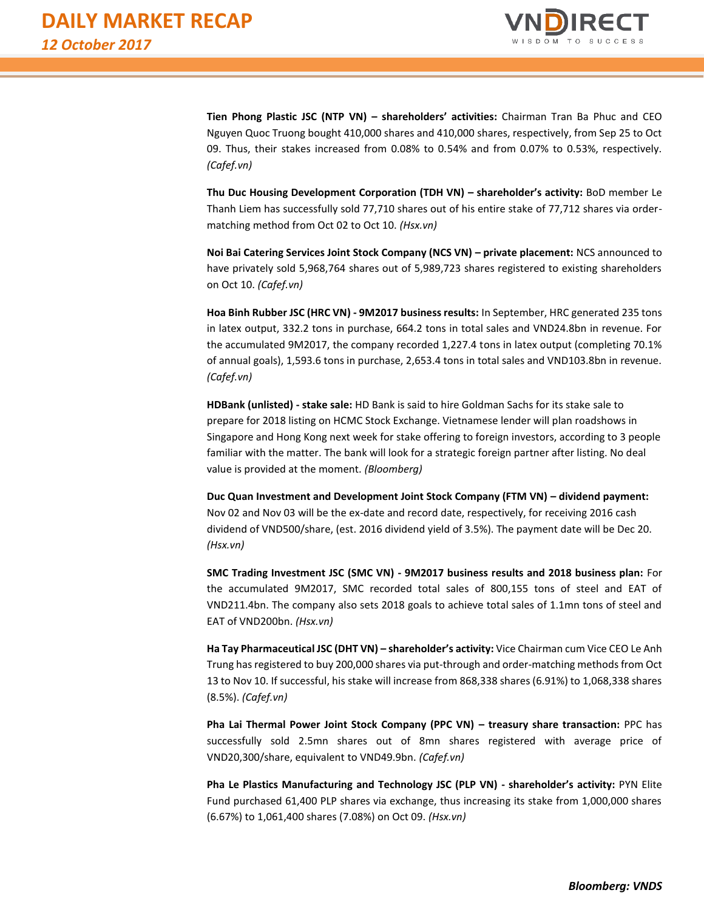**Tien Phong Plastic JSC (NTP VN) – shareholders' activities:** Chairman Tran Ba Phuc and CEO Nguyen Quoc Truong bought 410,000 shares and 410,000 shares, respectively, from Sep 25 to Oct 09. Thus, their stakes increased from 0.08% to 0.54% and from 0.07% to 0.53%, respectively. *(Cafef.vn)*

**Thu Duc Housing Development Corporation (TDH VN) – shareholder's activity:** BoD member Le Thanh Liem has successfully sold 77,710 shares out of his entire stake of 77,712 shares via order-matching method from Oct 02 to Oct 10. *(Hsx.vn)*

**Noi Bai Catering Services Joint Stock Company (NCS VN) – private placement:** NCS announced to have privately sold 5,968,764 shares out of 5,989,723 shares registered to existing shareholders on Oct 10. *(Cafef.vn)*

**Hoa Binh Rubber JSC (HRC VN) - 9M2017 business results:** In September, HRC generated 235 tons in latex output, 332.2 tons in purchase, 664.2 tons in total sales and VND24.8bn in revenue. For the accumulated 9M2017, the company recorded 1,227.4 tons in latex output (completing 70.1% of annual goals), 1,593.6 tons in purchase, 2,653.4 tons in total sales and VND103.8bn in revenue. *(Cafef.vn)*

**HDBank (unlisted) - stake sale:** HD Bank is said to hire Goldman Sachs for its stake sale to prepare for 2018 listing on HCMC Stock Exchange. Vietnamese lender will plan roadshows in Singapore and Hong Kong next week for stake offering to foreign investors, according to 3 people familiar with the matter. The bank will look for a strategic foreign partner after listing. No deal value is provided at the moment. *(Bloomberg)*

**Duc Quan Investment and Development Joint Stock Company (FTM VN) – dividend payment:** Nov 02 and Nov 03 will be the ex-date and record date, respectively, for receiving 2016 cash dividend of VND500/share, (est. 2016 dividend yield of 3.5%). The payment date will be Dec 20. *(Hsx.vn)*

**SMC Trading Investment JSC (SMC VN) - 9M2017 business results and 2018 business plan:** For the accumulated 9M2017, SMC recorded total sales of 800,155 tons of steel and EAT of VND211.4bn. The company also sets 2018 goals to achieve total sales of 1.1mn tons of steel and EAT of VND200bn. *(Hsx.vn)*

**Ha Tay Pharmaceutical JSC (DHT VN) – shareholder's activity:** Vice Chairman cum Vice CEO Le Anh Trung has registered to buy 200,000 shares via put-through and order-matching methods from Oct 13 to Nov 10. If successful, his stake will increase from 868,338 shares (6.91%) to 1,068,338 shares (8.5%). *(Cafef.vn)*

**Pha Lai Thermal Power Joint Stock Company (PPC VN) – treasury share transaction:** PPC has successfully sold 2.5mn shares out of 8mn shares registered with average price of VND20,300/share, equivalent to VND49.9bn. *(Cafef.vn)*

**Pha Le Plastics Manufacturing and Technology JSC (PLP VN) - shareholder's activity:** PYN Elite Fund purchased 61,400 PLP shares via exchange, thus increasing its stake from 1,000,000 shares (6.67%) to 1,061,400 shares (7.08%) on Oct 09. *(Hsx.vn)*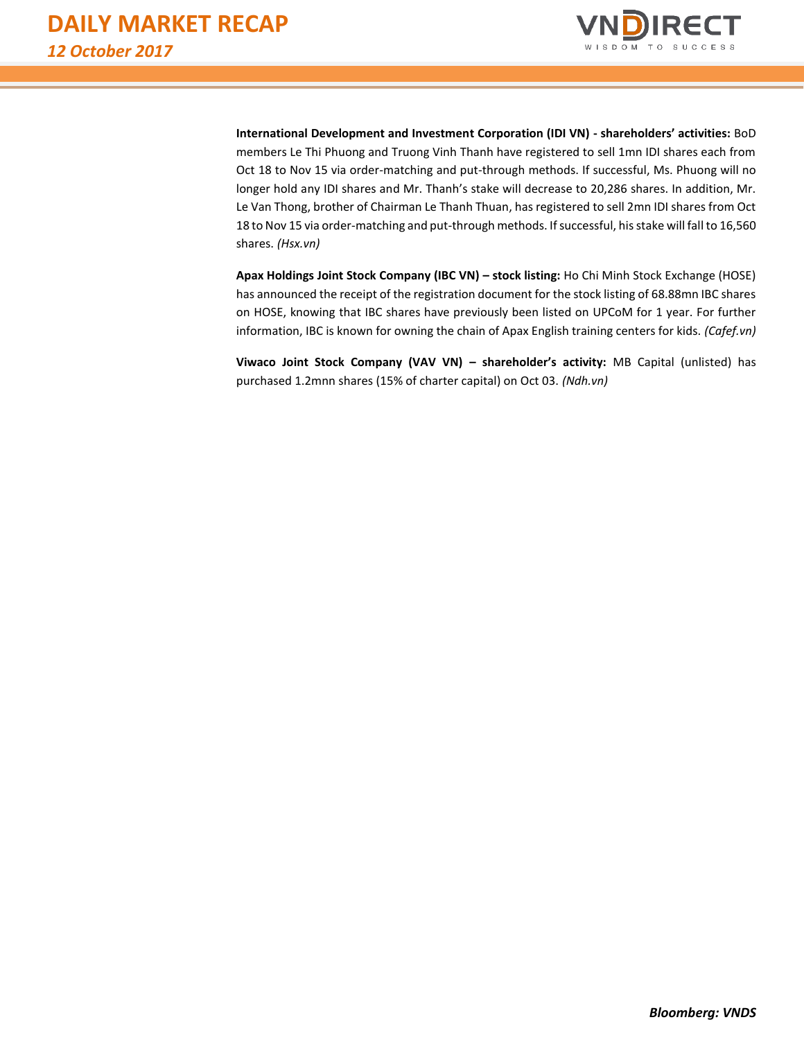**International Development and Investment Corporation (IDI VN) - shareholders' activities:** BoD members Le Thi Phuong and Truong Vinh Thanh have registered to sell 1mn IDI shares each from Oct 18 to Nov 15 via order-matching and put-through methods. If successful, Ms. Phuong will no longer hold any IDI shares and Mr. Thanh's stake will decrease to 20,286 shares. In addition, Mr. Le Van Thong, brother of Chairman Le Thanh Thuan, has registered to sell 2mn IDI shares from Oct 18 to Nov 15 via order-matching and put-through methods. If successful, his stake will fall to 16,560 shares. *(Hsx.vn)*

**Apax Holdings Joint Stock Company (IBC VN) – stock listing:** Ho Chi Minh Stock Exchange (HOSE) has announced the receipt of the registration document for the stock listing of 68.88mn IBC shares on HOSE, knowing that IBC shares have previously been listed on UPCoM for 1 year. For further information, IBC is known for owning the chain of Apax English training centers for kids. *(Cafef.vn)*

**Viwaco Joint Stock Company (VAV VN) – shareholder's activity:** MB Capital (unlisted) has purchased 1.2mnn shares (15% of charter capital) on Oct 03. *(Ndh.vn)*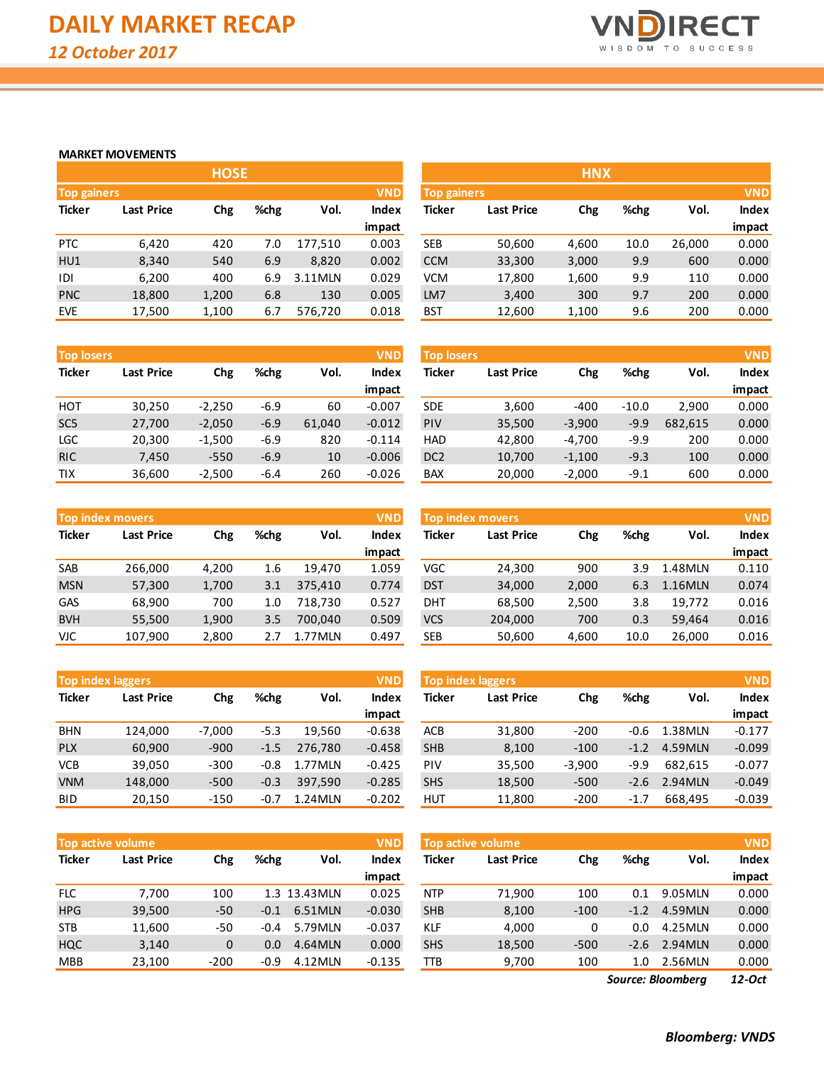# DAILY MARKET RECAP

*12 October 2017*

**MARKET MOVEMENTS**

## HOSE

**Top gainers** (VND)

| Ticker | Last Price | Chg | %chg | Vol. | Index impact |
|---|---|---|---|---|---|
| PTC | 6,420 | 420 | 7.0 | 177,510 | 0.003 |
| HU1 | 8,340 | 540 | 6.9 | 8,820 | 0.002 |
| IDI | 6,200 | 400 | 6.9 | 3.11MLN | 0.029 |
| PNC | 18,800 | 1,200 | 6.8 | 130 | 0.005 |
| EVE | 17,500 | 1,100 | 6.7 | 576,720 | 0.018 |

**Top losers** (VND)

| Ticker | Last Price | Chg | %chg | Vol. | Index impact |
|---|---|---|---|---|---|
| HOT | 30,250 | -2,250 | -6.9 | 60 | -0.007 |
| SC5 | 27,700 | -2,050 | -6.9 | 61,040 | -0.012 |
| LGC | 20,300 | -1,500 | -6.9 | 820 | -0.114 |
| RIC | 7,450 | -550 | -6.9 | 10 | -0.006 |
| TIX | 36,600 | -2,500 | -6.4 | 260 | -0.026 |

**Top index movers** (VND)

| Ticker | Last Price | Chg | %chg | Vol. | Index impact |
|---|---|---|---|---|---|
| SAB | 266,000 | 4,200 | 1.6 | 19,470 | 1.059 |
| MSN | 57,300 | 1,700 | 3.1 | 375,410 | 0.774 |
| GAS | 68,900 | 700 | 1.0 | 718,730 | 0.527 |
| BVH | 55,500 | 1,900 | 3.5 | 700,040 | 0.509 |
| VJC | 107,900 | 2,800 | 2.7 | 1.77MLN | 0.497 |

**Top index laggers** (VND)

| Ticker | Last Price | Chg | %chg | Vol. | Index impact |
|---|---|---|---|---|---|
| BHN | 124,000 | -7,000 | -5.3 | 19,560 | -0.638 |
| PLX | 60,900 | -900 | -1.5 | 276,780 | -0.458 |
| VCB | 39,050 | -300 | -0.8 | 1.77MLN | -0.425 |
| VNM | 148,000 | -500 | -0.3 | 397,590 | -0.285 |
| BID | 20,150 | -150 | -0.7 | 1.24MLN | -0.202 |

**Top active volume** (VND)

| Ticker | Last Price | Chg | %chg | Vol. | Index impact |
|---|---|---|---|---|---|
| FLC | 7,700 | 100 | 1.3 | 13.43MLN | 0.025 |
| HPG | 39,500 | -50 | -0.1 | 6.51MLN | -0.030 |
| STB | 11,600 | -50 | -0.4 | 5.79MLN | -0.037 |
| HQC | 3,140 | 0 | 0.0 | 4.64MLN | 0.000 |
| MBB | 23,100 | -200 | -0.9 | 4.12MLN | -0.135 |

## HNX

**Top gainers** (VND)

| Ticker | Last Price | Chg | %chg | Vol. | Index impact |
|---|---|---|---|---|---|
| SEB | 50,600 | 4,600 | 10.0 | 26,000 | 0.000 |
| CCM | 33,300 | 3,000 | 9.9 | 600 | 0.000 |
| VCM | 17,800 | 1,600 | 9.9 | 110 | 0.000 |
| LM7 | 3,400 | 300 | 9.7 | 200 | 0.000 |
| BST | 12,600 | 1,100 | 9.6 | 200 | 0.000 |

**Top losers** (VND)

| Ticker | Last Price | Chg | %chg | Vol. | Index impact |
|---|---|---|---|---|---|
| SDE | 3,600 | -400 | -10.0 | 2,900 | 0.000 |
| PIV | 35,500 | -3,900 | -9.9 | 682,615 | 0.000 |
| HAD | 42,800 | -4,700 | -9.9 | 200 | 0.000 |
| DC2 | 10,700 | -1,100 | -9.3 | 100 | 0.000 |
| BAX | 20,000 | -2,000 | -9.1 | 600 | 0.000 |

**Top index movers** (VND)

| Ticker | Last Price | Chg | %chg | Vol. | Index impact |
|---|---|---|---|---|---|
| VGC | 24,300 | 900 | 3.9 | 1.48MLN | 0.110 |
| DST | 34,000 | 2,000 | 6.3 | 1.16MLN | 0.074 |
| DHT | 68,500 | 2,500 | 3.8 | 19,772 | 0.016 |
| VCS | 204,000 | 700 | 0.3 | 59,464 | 0.016 |
| SEB | 50,600 | 4,600 | 10.0 | 26,000 | 0.016 |

**Top index laggers** (VND)

| Ticker | Last Price | Chg | %chg | Vol. | Index impact |
|---|---|---|---|---|---|
| ACB | 31,800 | -200 | -0.6 | 1.38MLN | -0.177 |
| SHB | 8,100 | -100 | -1.2 | 4.59MLN | -0.099 |
| PIV | 35,500 | -3,900 | -9.9 | 682,615 | -0.077 |
| SHS | 18,500 | -500 | -2.6 | 2.94MLN | -0.049 |
| HUT | 11,800 | -200 | -1.7 | 668,495 | -0.039 |

**Top active volume** (VND)

| Ticker | Last Price | Chg | %chg | Vol. | Index impact |
|---|---|---|---|---|---|
| NTP | 71,900 | 100 | 0.1 | 9.05MLN | 0.000 |
| SHB | 8,100 | -100 | -1.2 | 4.59MLN | 0.000 |
| KLF | 4,000 | 0 | 0.0 | 4.25MLN | 0.000 |
| SHS | 18,500 | -500 | -2.6 | 2.94MLN | 0.000 |
| TTB | 9,700 | 100 | 1.0 | 2.56MLN | 0.000 |

*Source: Bloomberg* *12-Oct*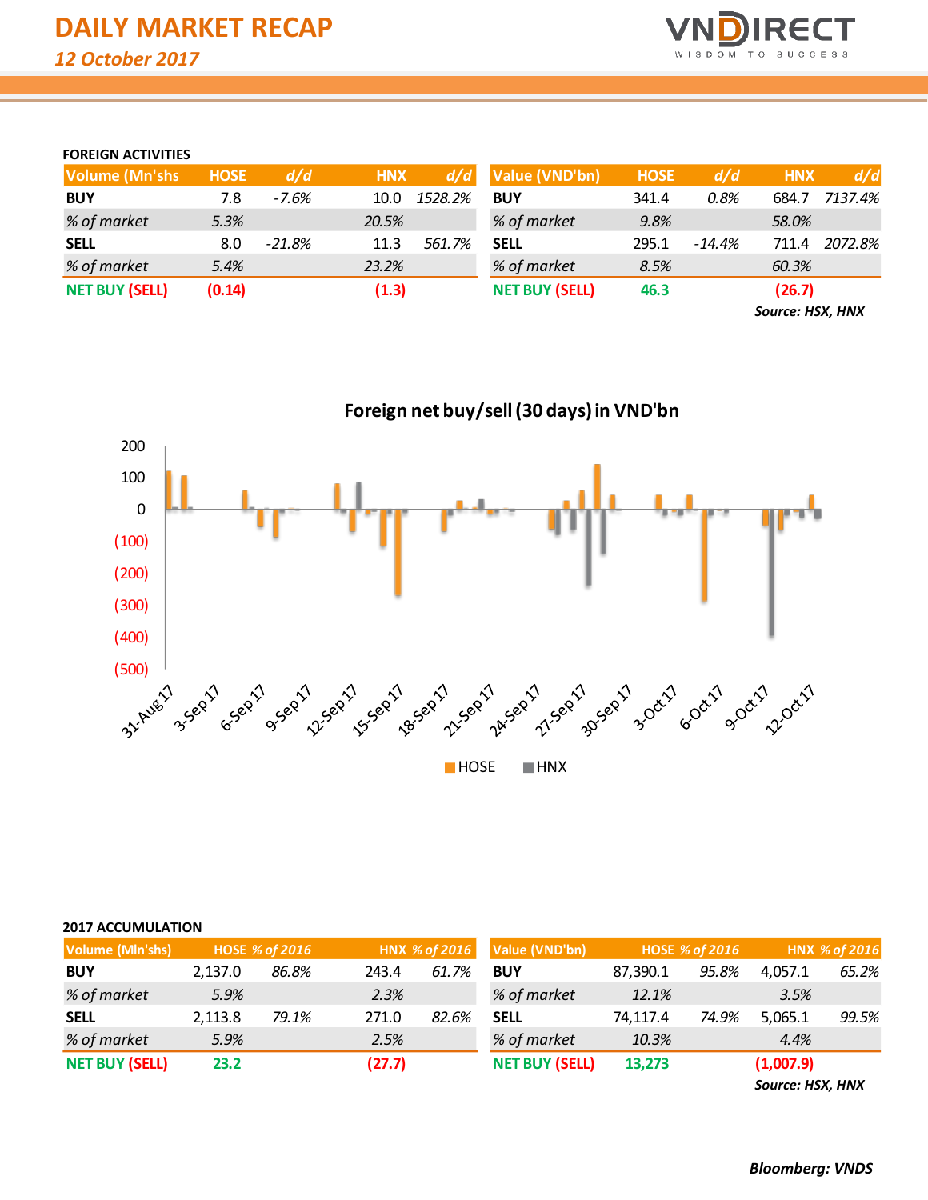# DAILY MARKET RECAP

*12 October 2017*

### FOREIGN ACTIVITIES

| Volume (Mn'shs | HOSE | d/d | HNX | d/d |
|---|---|---|---|---|
| **BUY** | 7.8 | *-7.6%* | 10.0 | *1528.2%* |
| *% of market* | *5.3%* | | *20.5%* | |
| **SELL** | 8.0 | *-21.8%* | 11.3 | *561.7%* |
| *% of market* | *5.4%* | | *23.2%* | |
| **NET BUY (SELL)** | **(0.14)** | | **(1.3)** | |

| Value (VND'bn) | HOSE | d/d | HNX | d/d |
|---|---|---|---|---|
| **BUY** | 341.4 | *0.8%* | 684.7 | *7137.4%* |
| *% of market* | *9.8%* | | *58.0%* | |
| **SELL** | 295.1 | *-14.4%* | 711.4 | *2072.8%* |
| *% of market* | *8.5%* | | *60.3%* | |
| **NET BUY (SELL)** | **46.3** | | **(26.7)** | |

***Source: HSX, HNX***

**Foreign net buy/sell (30 days) in VND'bn**

### 2017 ACCUMULATION

| Volume (Mln'shs) | HOSE | % of 2016 | HNX | % of 2016 |
|---|---|---|---|---|
| **BUY** | 2,137.0 | *86.8%* | 243.4 | *61.7%* |
| *% of market* | *5.9%* | | *2.3%* | |
| **SELL** | 2,113.8 | *79.1%* | 271.0 | *82.6%* |
| *% of market* | *5.9%* | | *2.5%* | |
| **NET BUY (SELL)** | **23.2** | | **(27.7)** | |

| Value (VND'bn) | HOSE | % of 2016 | HNX | % of 2016 |
|---|---|---|---|---|
| **BUY** | 87,390.1 | *95.8%* | 4,057.1 | *65.2%* |
| *% of market* | *12.1%* | | *3.5%* | |
| **SELL** | 74,117.4 | *74.9%* | 5,065.1 | *99.5%* |
| *% of market* | *10.3%* | | *4.4%* | |
| **NET BUY (SELL)** | **13,273** | | **(1,007.9)** | |

***Source: HSX, HNX***

***Bloomberg: VNDS***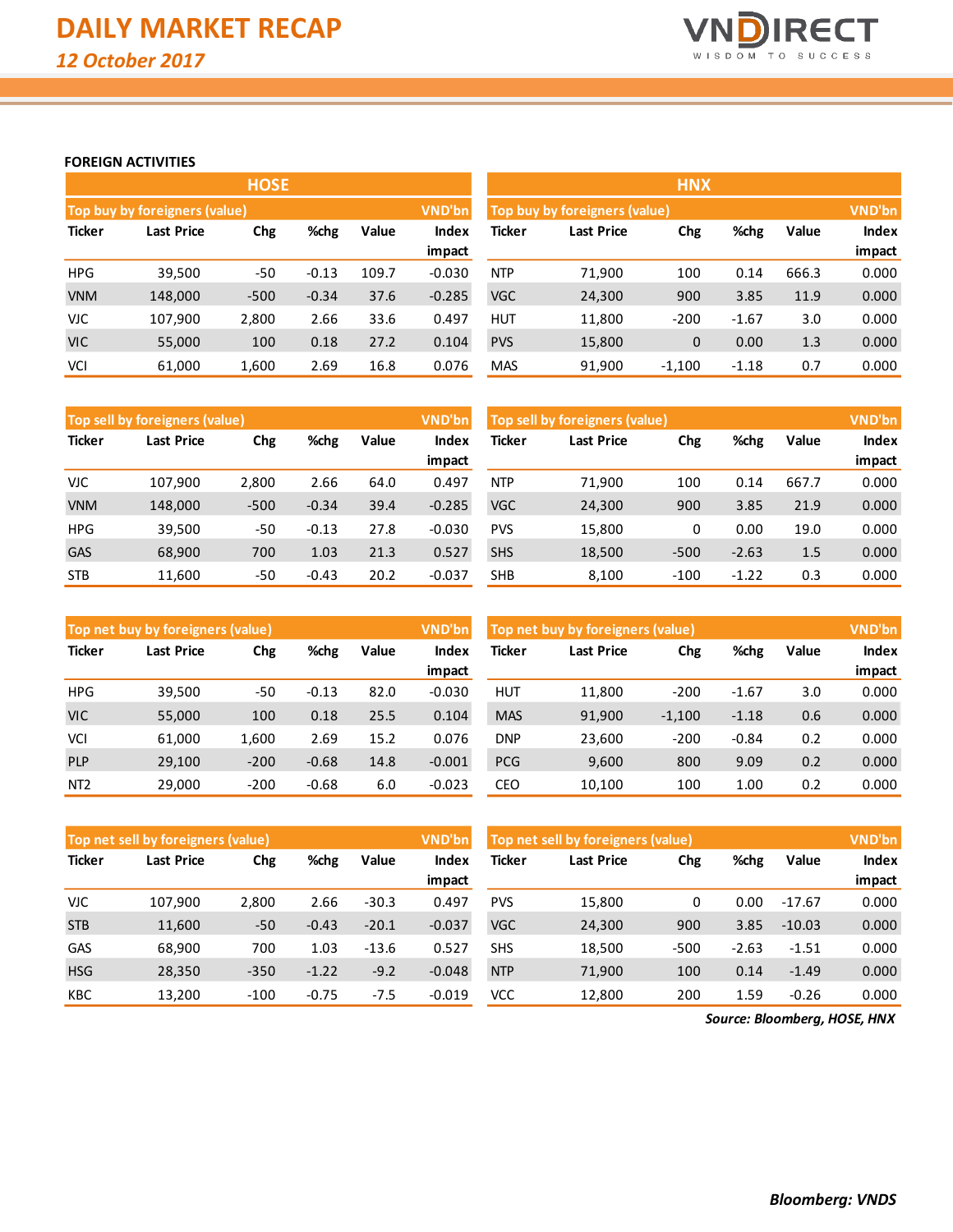# DAILY MARKET RECAP

*12 October 2017*

## FOREIGN ACTIVITIES

### HOSE

**Top buy by foreigners (value)** — VND'bn

| Ticker | Last Price | Chg | %chg | Value | Index impact |
|---|---|---|---|---|---|
| HPG | 39,500 | -50 | -0.13 | 109.7 | -0.030 |
| VNM | 148,000 | -500 | -0.34 | 37.6 | -0.285 |
| VJC | 107,900 | 2,800 | 2.66 | 33.6 | 0.497 |
| VIC | 55,000 | 100 | 0.18 | 27.2 | 0.104 |
| VCI | 61,000 | 1,600 | 2.69 | 16.8 | 0.076 |

**Top sell by foreigners (value)** — VND'bn

| Ticker | Last Price | Chg | %chg | Value | Index impact |
|---|---|---|---|---|---|
| VJC | 107,900 | 2,800 | 2.66 | 64.0 | 0.497 |
| VNM | 148,000 | -500 | -0.34 | 39.4 | -0.285 |
| HPG | 39,500 | -50 | -0.13 | 27.8 | -0.030 |
| GAS | 68,900 | 700 | 1.03 | 21.3 | 0.527 |
| STB | 11,600 | -50 | -0.43 | 20.2 | -0.037 |

**Top net buy by foreigners (value)** — VND'bn

| Ticker | Last Price | Chg | %chg | Value | Index impact |
|---|---|---|---|---|---|
| HPG | 39,500 | -50 | -0.13 | 82.0 | -0.030 |
| VIC | 55,000 | 100 | 0.18 | 25.5 | 0.104 |
| VCI | 61,000 | 1,600 | 2.69 | 15.2 | 0.076 |
| PLP | 29,100 | -200 | -0.68 | 14.8 | -0.001 |
| NT2 | 29,000 | -200 | -0.68 | 6.0 | -0.023 |

**Top net sell by foreigners (value)** — VND'bn

| Ticker | Last Price | Chg | %chg | Value | Index impact |
|---|---|---|---|---|---|
| VJC | 107,900 | 2,800 | 2.66 | -30.3 | 0.497 |
| STB | 11,600 | -50 | -0.43 | -20.1 | -0.037 |
| GAS | 68,900 | 700 | 1.03 | -13.6 | 0.527 |
| HSG | 28,350 | -350 | -1.22 | -9.2 | -0.048 |
| KBC | 13,200 | -100 | -0.75 | -7.5 | -0.019 |

### HNX

**Top buy by foreigners (value)** — VND'bn

| Ticker | Last Price | Chg | %chg | Value | Index impact |
|---|---|---|---|---|---|
| NTP | 71,900 | 100 | 0.14 | 666.3 | 0.000 |
| VGC | 24,300 | 900 | 3.85 | 11.9 | 0.000 |
| HUT | 11,800 | -200 | -1.67 | 3.0 | 0.000 |
| PVS | 15,800 | 0 | 0.00 | 1.3 | 0.000 |
| MAS | 91,900 | -1,100 | -1.18 | 0.7 | 0.000 |

**Top sell by foreigners (value)** — VND'bn

| Ticker | Last Price | Chg | %chg | Value | Index impact |
|---|---|---|---|---|---|
| NTP | 71,900 | 100 | 0.14 | 667.7 | 0.000 |
| VGC | 24,300 | 900 | 3.85 | 21.9 | 0.000 |
| PVS | 15,800 | 0 | 0.00 | 19.0 | 0.000 |
| SHS | 18,500 | -500 | -2.63 | 1.5 | 0.000 |
| SHB | 8,100 | -100 | -1.22 | 0.3 | 0.000 |

**Top net buy by foreigners (value)** — VND'bn

| Ticker | Last Price | Chg | %chg | Value | Index impact |
|---|---|---|---|---|---|
| HUT | 11,800 | -200 | -1.67 | 3.0 | 0.000 |
| MAS | 91,900 | -1,100 | -1.18 | 0.6 | 0.000 |
| DNP | 23,600 | -200 | -0.84 | 0.2 | 0.000 |
| PCG | 9,600 | 800 | 9.09 | 0.2 | 0.000 |
| CEO | 10,100 | 100 | 1.00 | 0.2 | 0.000 |

**Top net sell by foreigners (value)** — VND'bn

| Ticker | Last Price | Chg | %chg | Value | Index impact |
|---|---|---|---|---|---|
| PVS | 15,800 | 0 | 0.00 | -17.67 | 0.000 |
| VGC | 24,300 | 900 | 3.85 | -10.03 | 0.000 |
| SHS | 18,500 | -500 | -2.63 | -1.51 | 0.000 |
| NTP | 71,900 | 100 | 0.14 | -1.49 | 0.000 |
| VCC | 12,800 | 200 | 1.59 | -0.26 | 0.000 |

*Source: Bloomberg, HOSE, HNX*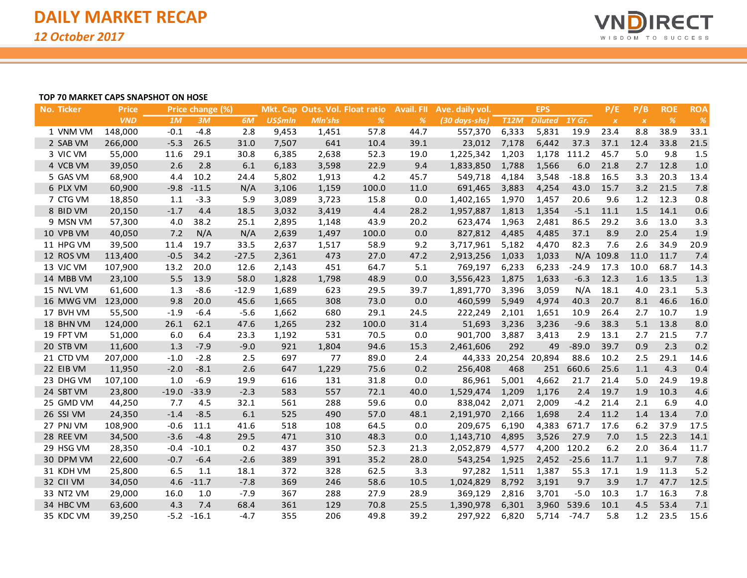# DAILY MARKET RECAP

*12 October 2017*

**TOP 70 MARKET CAPS SNAPSHOT ON HOSE**

| No. | Ticker | Price | Price change (%) | | | Mkt. Cap | Outs. Vol. | Float ratio | Avail. FII | Ave. daily vol. | EPS | | | P/E | P/B | ROE | ROA |
|---|---|---|---|---|---|---|---|---|---|---|---|---|---|---|---|---|---|
| | | VND | 1M | 3M | 6M | US$mln | Mln'shs | % | % | (30 days-shs) | T12M | Diluted | 1Y Gr. | x | x | % | % |
| 1 | VNM VM | 148,000 | -0.1 | -4.8 | 2.8 | 9,453 | 1,451 | 57.8 | 44.7 | 557,370 | 6,333 | 5,831 | 19.9 | 23.4 | 8.8 | 38.9 | 33.1 |
| 2 | SAB VM | 266,000 | -5.3 | 26.5 | 31.0 | 7,507 | 641 | 10.4 | 39.1 | 23,012 | 7,178 | 6,442 | 37.3 | 37.1 | 12.4 | 33.8 | 21.5 |
| 3 | VIC VM | 55,000 | 11.6 | 29.1 | 30.8 | 6,385 | 2,638 | 52.3 | 19.0 | 1,225,342 | 1,203 | 1,178 | 111.2 | 45.7 | 5.0 | 9.8 | 1.5 |
| 4 | VCB VM | 39,050 | 2.6 | 2.8 | 6.1 | 6,183 | 3,598 | 22.9 | 9.4 | 1,833,850 | 1,788 | 1,566 | 6.0 | 21.8 | 2.7 | 12.8 | 1.0 |
| 5 | GAS VM | 68,900 | 4.4 | 10.2 | 24.4 | 5,802 | 1,913 | 4.2 | 45.7 | 549,718 | 4,184 | 3,548 | -18.8 | 16.5 | 3.3 | 20.3 | 13.4 |
| 6 | PLX VM | 60,900 | -9.8 | -11.5 | N/A | 3,106 | 1,159 | 100.0 | 11.0 | 691,465 | 3,883 | 4,254 | 43.0 | 15.7 | 3.2 | 21.5 | 7.8 |
| 7 | CTG VM | 18,850 | 1.1 | -3.3 | 5.9 | 3,089 | 3,723 | 15.8 | 0.0 | 1,402,165 | 1,970 | 1,457 | 20.6 | 9.6 | 1.2 | 12.3 | 0.8 |
| 8 | BID VM | 20,150 | -1.7 | 4.4 | 18.5 | 3,032 | 3,419 | 4.4 | 28.2 | 1,957,887 | 1,813 | 1,354 | -5.1 | 11.1 | 1.5 | 14.1 | 0.6 |
| 9 | MSN VM | 57,300 | 4.0 | 38.2 | 25.1 | 2,895 | 1,148 | 43.9 | 20.2 | 623,474 | 1,963 | 2,481 | 86.5 | 29.2 | 3.6 | 13.0 | 3.3 |
| 10 | VPB VM | 40,050 | 7.2 | N/A | N/A | 2,639 | 1,497 | 100.0 | 0.0 | 827,812 | 4,485 | 4,485 | 37.1 | 8.9 | 2.0 | 25.4 | 1.9 |
| 11 | HPG VM | 39,500 | 11.4 | 19.7 | 33.5 | 2,637 | 1,517 | 58.9 | 9.2 | 3,717,961 | 5,182 | 4,470 | 82.3 | 7.6 | 2.6 | 34.9 | 20.9 |
| 12 | ROS VM | 113,400 | -0.5 | 34.2 | -27.5 | 2,361 | 473 | 27.0 | 47.2 | 2,913,256 | 1,033 | 1,033 | N/A | 109.8 | 11.0 | 11.7 | 7.4 |
| 13 | VJC VM | 107,900 | 13.2 | 20.0 | 12.6 | 2,143 | 451 | 64.7 | 5.1 | 769,197 | 6,233 | 6,233 | -24.9 | 17.3 | 10.0 | 68.7 | 14.3 |
| 14 | MBB VM | 23,100 | 5.5 | 13.9 | 58.0 | 1,828 | 1,798 | 48.9 | 0.0 | 3,556,423 | 1,875 | 1,633 | -6.3 | 12.3 | 1.6 | 13.5 | 1.3 |
| 15 | NVL VM | 61,600 | 1.3 | -8.6 | -12.9 | 1,689 | 623 | 29.5 | 39.7 | 1,891,770 | 3,396 | 3,059 | N/A | 18.1 | 4.0 | 23.1 | 5.3 |
| 16 | MWG VM | 123,000 | 9.8 | 20.0 | 45.6 | 1,665 | 308 | 73.0 | 0.0 | 460,599 | 5,949 | 4,974 | 40.3 | 20.7 | 8.1 | 46.6 | 16.0 |
| 17 | BVH VM | 55,500 | -1.9 | -6.4 | -5.6 | 1,662 | 680 | 29.1 | 24.5 | 222,249 | 2,101 | 1,651 | 10.9 | 26.4 | 2.7 | 10.7 | 1.9 |
| 18 | BHN VM | 124,000 | 26.1 | 62.1 | 47.6 | 1,265 | 232 | 100.0 | 31.4 | 51,693 | 3,236 | 3,236 | -9.6 | 38.3 | 5.1 | 13.8 | 8.0 |
| 19 | FPT VM | 51,000 | 6.0 | 6.4 | 23.3 | 1,192 | 531 | 70.5 | 0.0 | 901,700 | 3,887 | 3,413 | 2.9 | 13.1 | 2.7 | 21.5 | 7.7 |
| 20 | STB VM | 11,600 | 1.3 | -7.9 | -9.0 | 921 | 1,804 | 94.6 | 15.3 | 2,461,606 | 292 | 49 | -89.0 | 39.7 | 0.9 | 2.3 | 0.2 |
| 21 | CTD VM | 207,000 | -1.0 | -2.8 | 2.5 | 697 | 77 | 89.0 | 2.4 | 44,333 | 20,254 | 20,894 | 88.6 | 10.2 | 2.5 | 29.1 | 14.6 |
| 22 | EIB VM | 11,950 | -2.0 | -8.1 | 2.6 | 647 | 1,229 | 75.6 | 0.2 | 256,408 | 468 | 251 | 660.6 | 25.6 | 1.1 | 4.3 | 0.4 |
| 23 | DHG VM | 107,100 | 1.0 | -6.9 | 19.9 | 616 | 131 | 31.8 | 0.0 | 86,961 | 5,001 | 4,662 | 21.7 | 21.4 | 5.0 | 24.9 | 19.8 |
| 24 | SBT VM | 23,800 | -19.0 | -33.9 | -2.3 | 583 | 557 | 72.1 | 40.0 | 1,529,474 | 1,209 | 1,176 | 2.4 | 19.7 | 1.9 | 10.3 | 4.6 |
| 25 | GMD VM | 44,250 | 7.7 | 4.5 | 32.1 | 561 | 288 | 59.6 | 0.0 | 838,042 | 2,071 | 2,009 | -4.2 | 21.4 | 2.1 | 6.9 | 4.0 |
| 26 | SSI VM | 24,350 | -1.4 | -8.5 | 6.1 | 525 | 490 | 57.0 | 48.1 | 2,191,970 | 2,166 | 1,698 | 2.4 | 11.2 | 1.4 | 13.4 | 7.0 |
| 27 | PNJ VM | 108,900 | -0.6 | 11.1 | 41.6 | 518 | 108 | 64.5 | 0.0 | 209,675 | 6,190 | 4,383 | 671.7 | 17.6 | 6.2 | 37.9 | 17.5 |
| 28 | REE VM | 34,500 | -3.6 | -4.8 | 29.5 | 471 | 310 | 48.3 | 0.0 | 1,143,710 | 4,895 | 3,526 | 27.9 | 7.0 | 1.5 | 22.3 | 14.1 |
| 29 | HSG VM | 28,350 | -0.4 | -10.1 | 0.2 | 437 | 350 | 52.3 | 21.3 | 2,052,879 | 4,577 | 4,200 | 120.2 | 6.2 | 2.0 | 36.4 | 11.7 |
| 30 | DPM VM | 22,600 | -0.7 | -6.4 | -2.6 | 389 | 391 | 35.2 | 28.0 | 543,254 | 1,925 | 2,452 | -25.6 | 11.7 | 1.1 | 9.7 | 7.8 |
| 31 | KDH VM | 25,800 | 6.5 | 1.1 | 18.1 | 372 | 328 | 62.5 | 3.3 | 97,282 | 1,511 | 1,387 | 55.3 | 17.1 | 1.9 | 11.3 | 5.2 |
| 32 | CII VM | 34,050 | 4.6 | -11.7 | -7.8 | 369 | 246 | 58.6 | 10.5 | 1,024,829 | 8,792 | 3,191 | 9.7 | 3.9 | 1.7 | 47.7 | 12.5 |
| 33 | NT2 VM | 29,000 | 16.0 | 1.0 | -7.9 | 367 | 288 | 27.9 | 28.9 | 369,129 | 2,816 | 3,701 | -5.0 | 10.3 | 1.7 | 16.3 | 7.8 |
| 34 | HBC VM | 63,600 | 4.3 | 7.4 | 68.4 | 361 | 129 | 70.8 | 25.5 | 1,390,978 | 6,301 | 3,960 | 539.6 | 10.1 | 4.5 | 53.4 | 7.1 |
| 35 | KDC VM | 39,250 | -5.2 | -16.1 | -4.7 | 355 | 206 | 49.8 | 39.2 | 297,922 | 6,820 | 5,714 | -74.7 | 5.8 | 1.2 | 23.5 | 15.6 |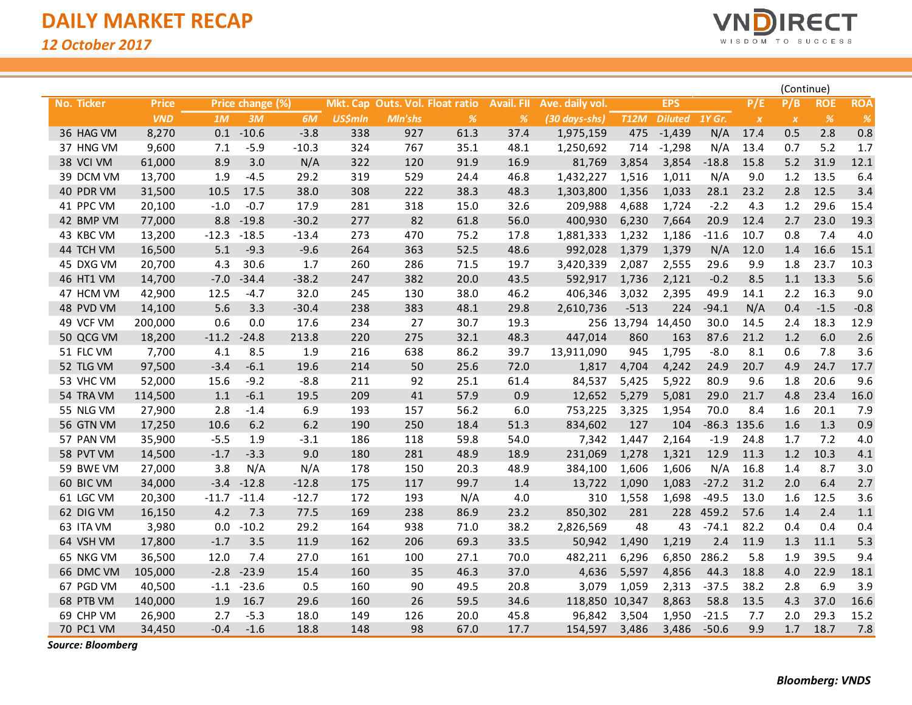# DAILY MARKET RECAP

*12 October 2017*

(Continue)

| No. | Ticker | Price | Price change (%) | | | Mkt. Cap | Outs. Vol. | Float ratio | Avail. FII | Ave. daily vol. | EPS | | | P/E | P/B | ROE | ROA |
|---|---|---|---|---|---|---|---|---|---|---|---|---|---|---|---|---|---|
| | | VND | 1M | 3M | 6M | US$mln | Mln'shs | % | % | (30 days-shs) | T12M | Diluted | 1Y Gr. | x | x | % | % |
| 36 | HAG VM | 8,270 | 0.1 | -10.6 | -3.8 | 338 | 927 | 61.3 | 37.4 | 1,975,159 | 475 | -1,439 | N/A | 17.4 | 0.5 | 2.8 | 0.8 |
| 37 | HNG VM | 9,600 | 7.1 | -5.9 | -10.3 | 324 | 767 | 35.1 | 48.1 | 1,250,692 | 714 | -1,298 | N/A | 13.4 | 0.7 | 5.2 | 1.7 |
| 38 | VCI VM | 61,000 | 8.9 | 3.0 | N/A | 322 | 120 | 91.9 | 16.9 | 81,769 | 3,854 | 3,854 | -18.8 | 15.8 | 5.2 | 31.9 | 12.1 |
| 39 | DCM VM | 13,700 | 1.9 | -4.5 | 29.2 | 319 | 529 | 24.4 | 46.8 | 1,432,227 | 1,516 | 1,011 | N/A | 9.0 | 1.2 | 13.5 | 6.4 |
| 40 | PDR VM | 31,500 | 10.5 | 17.5 | 38.0 | 308 | 222 | 38.3 | 48.3 | 1,303,800 | 1,356 | 1,033 | 28.1 | 23.2 | 2.8 | 12.5 | 3.4 |
| 41 | PPC VM | 20,100 | -1.0 | -0.7 | 17.9 | 281 | 318 | 15.0 | 32.6 | 209,988 | 4,688 | 1,724 | -2.2 | 4.3 | 1.2 | 29.6 | 15.4 |
| 42 | BMP VM | 77,000 | 8.8 | -19.8 | -30.2 | 277 | 82 | 61.8 | 56.0 | 400,930 | 6,230 | 7,664 | 20.9 | 12.4 | 2.7 | 23.0 | 19.3 |
| 43 | KBC VM | 13,200 | -12.3 | -18.5 | -13.4 | 273 | 470 | 75.2 | 17.8 | 1,881,333 | 1,232 | 1,186 | -11.6 | 10.7 | 0.8 | 7.4 | 4.0 |
| 44 | TCH VM | 16,500 | 5.1 | -9.3 | -9.6 | 264 | 363 | 52.5 | 48.6 | 992,028 | 1,379 | 1,379 | N/A | 12.0 | 1.4 | 16.6 | 15.1 |
| 45 | DXG VM | 20,700 | 4.3 | 30.6 | 1.7 | 260 | 286 | 71.5 | 19.7 | 3,420,339 | 2,087 | 2,555 | 29.6 | 9.9 | 1.8 | 23.7 | 10.3 |
| 46 | HT1 VM | 14,700 | -7.0 | -34.4 | -38.2 | 247 | 382 | 20.0 | 43.5 | 592,917 | 1,736 | 2,121 | -0.2 | 8.5 | 1.1 | 13.3 | 5.6 |
| 47 | HCM VM | 42,900 | 12.5 | -4.7 | 32.0 | 245 | 130 | 38.0 | 46.2 | 406,346 | 3,032 | 2,395 | 49.9 | 14.1 | 2.2 | 16.3 | 9.0 |
| 48 | PVD VM | 14,100 | 5.6 | 3.3 | -30.4 | 238 | 383 | 48.1 | 29.8 | 2,610,736 | -513 | 224 | -94.1 | N/A | 0.4 | -1.5 | -0.8 |
| 49 | VCF VM | 200,000 | 0.6 | 0.0 | 17.6 | 234 | 27 | 30.7 | 19.3 | 256 | 13,794 | 14,450 | 30.0 | 14.5 | 2.4 | 18.3 | 12.9 |
| 50 | QCG VM | 18,200 | -11.2 | -24.8 | 213.8 | 220 | 275 | 32.1 | 48.3 | 447,014 | 860 | 163 | 87.6 | 21.2 | 1.2 | 6.0 | 2.6 |
| 51 | FLC VM | 7,700 | 4.1 | 8.5 | 1.9 | 216 | 638 | 86.2 | 39.7 | 13,911,090 | 945 | 1,795 | -8.0 | 8.1 | 0.6 | 7.8 | 3.6 |
| 52 | TLG VM | 97,500 | -3.4 | -6.1 | 19.6 | 214 | 50 | 25.6 | 72.0 | 1,817 | 4,704 | 4,242 | 24.9 | 20.7 | 4.9 | 24.7 | 17.7 |
| 53 | VHC VM | 52,000 | 15.6 | -9.2 | -8.8 | 211 | 92 | 25.1 | 61.4 | 84,537 | 5,425 | 5,922 | 80.9 | 9.6 | 1.8 | 20.6 | 9.6 |
| 54 | TRA VM | 114,500 | 1.1 | -6.1 | 19.5 | 209 | 41 | 57.9 | 0.9 | 12,652 | 5,279 | 5,081 | 29.0 | 21.7 | 4.8 | 23.4 | 16.0 |
| 55 | NLG VM | 27,900 | 2.8 | -1.4 | 6.9 | 193 | 157 | 56.2 | 6.0 | 753,225 | 3,325 | 1,954 | 70.0 | 8.4 | 1.6 | 20.1 | 7.9 |
| 56 | GTN VM | 17,250 | 10.6 | 6.2 | 6.2 | 190 | 250 | 18.4 | 51.3 | 834,602 | 127 | 104 | -86.3 | 135.6 | 1.6 | 1.3 | 0.9 |
| 57 | PAN VM | 35,900 | -5.5 | 1.9 | -3.1 | 186 | 118 | 59.8 | 54.0 | 7,342 | 1,447 | 2,164 | -1.9 | 24.8 | 1.7 | 7.2 | 4.0 |
| 58 | PVT VM | 14,500 | -1.7 | -3.3 | 9.0 | 180 | 281 | 48.9 | 18.9 | 231,069 | 1,278 | 1,321 | 12.9 | 11.3 | 1.2 | 10.3 | 4.1 |
| 59 | BWE VM | 27,000 | 3.8 | N/A | N/A | 178 | 150 | 20.3 | 48.9 | 384,100 | 1,606 | 1,606 | N/A | 16.8 | 1.4 | 8.7 | 3.0 |
| 60 | BIC VM | 34,000 | -3.4 | -12.8 | -12.8 | 175 | 117 | 99.7 | 1.4 | 13,722 | 1,090 | 1,083 | -27.2 | 31.2 | 2.0 | 6.4 | 2.7 |
| 61 | LGC VM | 20,300 | -11.7 | -11.4 | -12.7 | 172 | 193 | N/A | 4.0 | 310 | 1,558 | 1,698 | -49.5 | 13.0 | 1.6 | 12.5 | 3.6 |
| 62 | DIG VM | 16,150 | 4.2 | 7.3 | 77.5 | 169 | 238 | 86.9 | 23.2 | 850,302 | 281 | 228 | 459.2 | 57.6 | 1.4 | 2.4 | 1.1 |
| 63 | ITA VM | 3,980 | 0.0 | -10.2 | 29.2 | 164 | 938 | 71.0 | 38.2 | 2,826,569 | 48 | 43 | -74.1 | 82.2 | 0.4 | 0.4 | 0.4 |
| 64 | VSH VM | 17,800 | -1.7 | 3.5 | 11.9 | 162 | 206 | 69.3 | 33.5 | 50,942 | 1,490 | 1,219 | 2.4 | 11.9 | 1.3 | 11.1 | 5.3 |
| 65 | NKG VM | 36,500 | 12.0 | 7.4 | 27.0 | 161 | 100 | 27.1 | 70.0 | 482,211 | 6,296 | 6,850 | 286.2 | 5.8 | 1.9 | 39.5 | 9.4 |
| 66 | DMC VM | 105,000 | -2.8 | -23.9 | 15.4 | 160 | 35 | 46.3 | 37.0 | 4,636 | 5,597 | 4,856 | 44.3 | 18.8 | 4.0 | 22.9 | 18.1 |
| 67 | PGD VM | 40,500 | -1.1 | -23.6 | 0.5 | 160 | 90 | 49.5 | 20.8 | 3,079 | 1,059 | 2,313 | -37.5 | 38.2 | 2.8 | 6.9 | 3.9 |
| 68 | PTB VM | 140,000 | 1.9 | 16.7 | 29.6 | 160 | 26 | 59.5 | 34.6 | 118,850 | 10,347 | 8,863 | 58.8 | 13.5 | 4.3 | 37.0 | 16.6 |
| 69 | CHP VM | 26,900 | 2.7 | -5.3 | 18.0 | 149 | 126 | 20.0 | 45.8 | 96,842 | 3,504 | 1,950 | -21.5 | 7.7 | 2.0 | 29.3 | 15.2 |
| 70 | PC1 VM | 34,450 | -0.4 | -1.6 | 18.8 | 148 | 98 | 67.0 | 17.7 | 154,597 | 3,486 | 3,486 | -50.6 | 9.9 | 1.7 | 18.7 | 7.8 |

*Source: Bloomberg*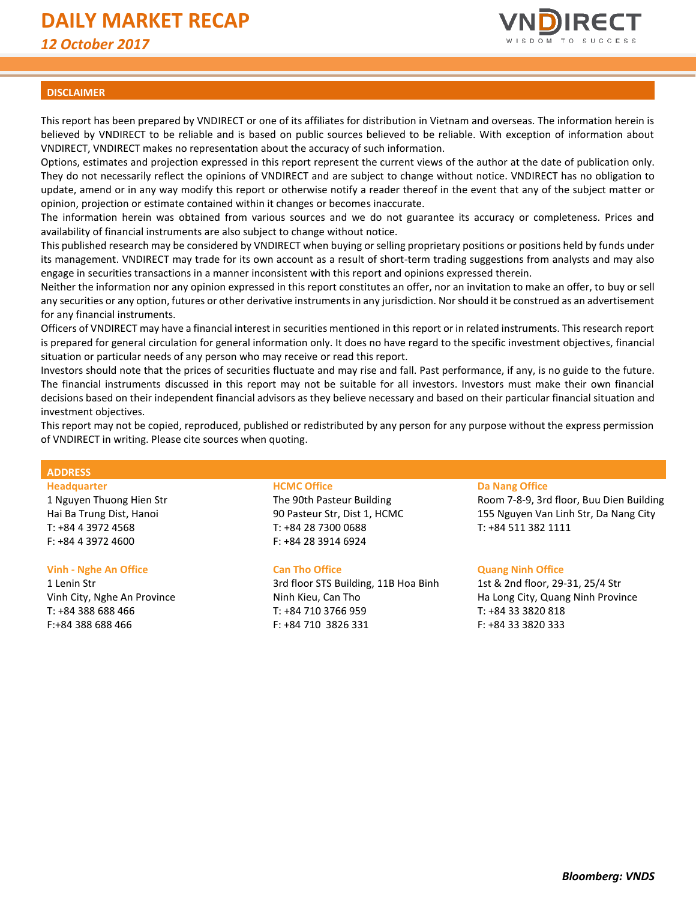## DISCLAIMER

This report has been prepared by VNDIRECT or one of its affiliates for distribution in Vietnam and overseas. The information herein is believed by VNDIRECT to be reliable and is based on public sources believed to be reliable. With exception of information about VNDIRECT, VNDIRECT makes no representation about the accuracy of such information.

Options, estimates and projection expressed in this report represent the current views of the author at the date of publication only. They do not necessarily reflect the opinions of VNDIRECT and are subject to change without notice. VNDIRECT has no obligation to update, amend or in any way modify this report or otherwise notify a reader thereof in the event that any of the subject matter or opinion, projection or estimate contained within it changes or becomes inaccurate.

The information herein was obtained from various sources and we do not guarantee its accuracy or completeness. Prices and availability of financial instruments are also subject to change without notice.

This published research may be considered by VNDIRECT when buying or selling proprietary positions or positions held by funds under its management. VNDIRECT may trade for its own account as a result of short-term trading suggestions from analysts and may also engage in securities transactions in a manner inconsistent with this report and opinions expressed therein.

Neither the information nor any opinion expressed in this report constitutes an offer, nor an invitation to make an offer, to buy or sell any securities or any option, futures or other derivative instruments in any jurisdiction. Nor should it be construed as an advertisement for any financial instruments.

Officers of VNDIRECT may have a financial interest in securities mentioned in this report or in related instruments. This research report is prepared for general circulation for general information only. It does no have regard to the specific investment objectives, financial situation or particular needs of any person who may receive or read this report.

Investors should note that the prices of securities fluctuate and may rise and fall. Past performance, if any, is no guide to the future. The financial instruments discussed in this report may not be suitable for all investors. Investors must make their own financial decisions based on their independent financial advisors as they believe necessary and based on their particular financial situation and investment objectives.

This report may not be copied, reproduced, published or redistributed by any person for any purpose without the express permission of VNDIRECT in writing. Please cite sources when quoting.

## ADDRESS

**Headquarter**
1 Nguyen Thuong Hien Str
Hai Ba Trung Dist, Hanoi
T: +84 4 3972 4568
F: +84 4 3972 4600

**HCMC Office**
The 90th Pasteur Building
90 Pasteur Str, Dist 1, HCMC
T: +84 28 7300 0688
F: +84 28 3914 6924

**Da Nang Office**
Room 7-8-9, 3rd floor, Buu Dien Building
155 Nguyen Van Linh Str, Da Nang City
T: +84 511 382 1111

**Vinh - Nghe An Office**
1 Lenin Str
Vinh City, Nghe An Province
T: +84 388 688 466
F:+84 388 688 466

**Can Tho Office**
3rd floor STS Building, 11B Hoa Binh
Ninh Kieu, Can Tho
T: +84 710 3766 959
F: +84 710 3826 331

**Quang Ninh Office**
1st & 2nd floor, 29-31, 25/4 Str
Ha Long City, Quang Ninh Province
T: +84 33 3820 818
F: +84 33 3820 333